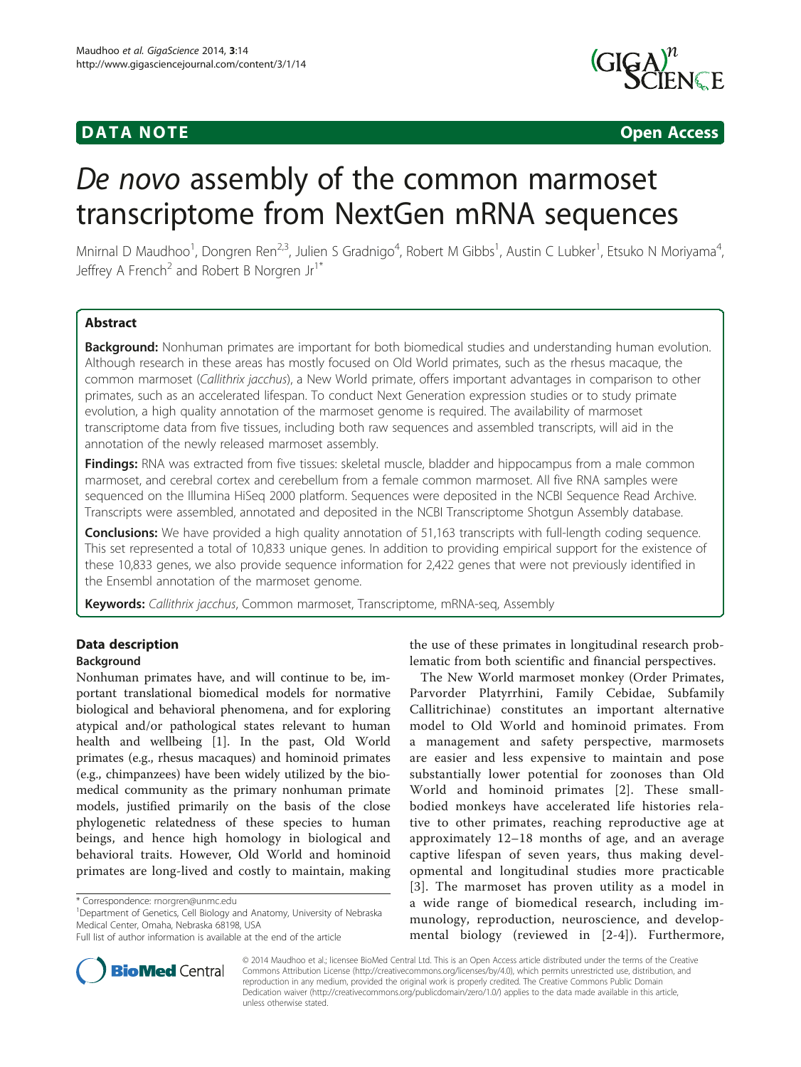**DATA NOTE** **Open Access**

# *De novo* assembly of the common marmoset transcriptome from NextGen mRNA sequences

Mnirnal D Maudhoo[1], Dongren Ren[2,3], Julien S Gradnigo[4], Robert M Gibbs[1], Austin C Lubker[1], Etsuko N Moriyama[4], Jeffrey A French[2] and Robert B Norgren Jr[1*]

## Abstract

**Background:** Nonhuman primates are important for both biomedical studies and understanding human evolution. Although research in these areas has mostly focused on Old World primates, such as the rhesus macaque, the common marmoset (*Callithrix jacchus*), a New World primate, offers important advantages in comparison to other primates, such as an accelerated lifespan. To conduct Next Generation expression studies or to study primate evolution, a high quality annotation of the marmoset genome is required. The availability of marmoset transcriptome data from five tissues, including both raw sequences and assembled transcripts, will aid in the annotation of the newly released marmoset assembly.

**Findings:** RNA was extracted from five tissues: skeletal muscle, bladder and hippocampus from a male common marmoset, and cerebral cortex and cerebellum from a female common marmoset. All five RNA samples were sequenced on the Illumina HiSeq 2000 platform. Sequences were deposited in the NCBI Sequence Read Archive. Transcripts were assembled, annotated and deposited in the NCBI Transcriptome Shotgun Assembly database.

**Conclusions:** We have provided a high quality annotation of 51,163 transcripts with full-length coding sequence. This set represented a total of 10,833 unique genes. In addition to providing empirical support for the existence of these 10,833 genes, we also provide sequence information for 2,422 genes that were not previously identified in the Ensembl annotation of the marmoset genome.

**Keywords:** *Callithrix jacchus*, Common marmoset, Transcriptome, mRNA-seq, Assembly

## Data description

### Background

Nonhuman primates have, and will continue to be, important translational biomedical models for normative biological and behavioral phenomena, and for exploring atypical and/or pathological states relevant to human health and wellbeing [1]. In the past, Old World primates (e.g., rhesus macaques) and hominoid primates (e.g., chimpanzees) have been widely utilized by the biomedical community as the primary nonhuman primate models, justified primarily on the basis of the close phylogenetic relatedness of these species to human beings, and hence high homology in biological and behavioral traits. However, Old World and hominoid primates are long-lived and costly to maintain, making the use of these primates in longitudinal research problematic from both scientific and financial perspectives.

The New World marmoset monkey (Order Primates, Parvorder Platyrrhini, Family Cebidae, Subfamily Callitrichinae) constitutes an important alternative model to Old World and hominoid primates. From a management and safety perspective, marmosets are easier and less expensive to maintain and pose substantially lower potential for zoonoses than Old World and hominoid primates [2]. These small-bodied monkeys have accelerated life histories relative to other primates, reaching reproductive age at approximately 12–18 months of age, and an average captive lifespan of seven years, thus making developmental and longitudinal studies more practicable [3]. The marmoset has proven utility as a model in a wide range of biomedical research, including immunology, reproduction, neuroscience, and developmental biology (reviewed in [2-4]). Furthermore,

* Correspondence: rnorgren@unmc.edu
[1]Department of Genetics, Cell Biology and Anatomy, University of Nebraska Medical Center, Omaha, Nebraska 68198, USA
Full list of author information is available at the end of the article

© 2014 Maudhoo et al.; licensee BioMed Central Ltd. This is an Open Access article distributed under the terms of the Creative Commons Attribution License (http://creativecommons.org/licenses/by/4.0), which permits unrestricted use, distribution, and reproduction in any medium, provided the original work is properly credited. The Creative Commons Public Domain Dedication waiver (http://creativecommons.org/publicdomain/zero/1.0/) applies to the data made available in this article, unless otherwise stated.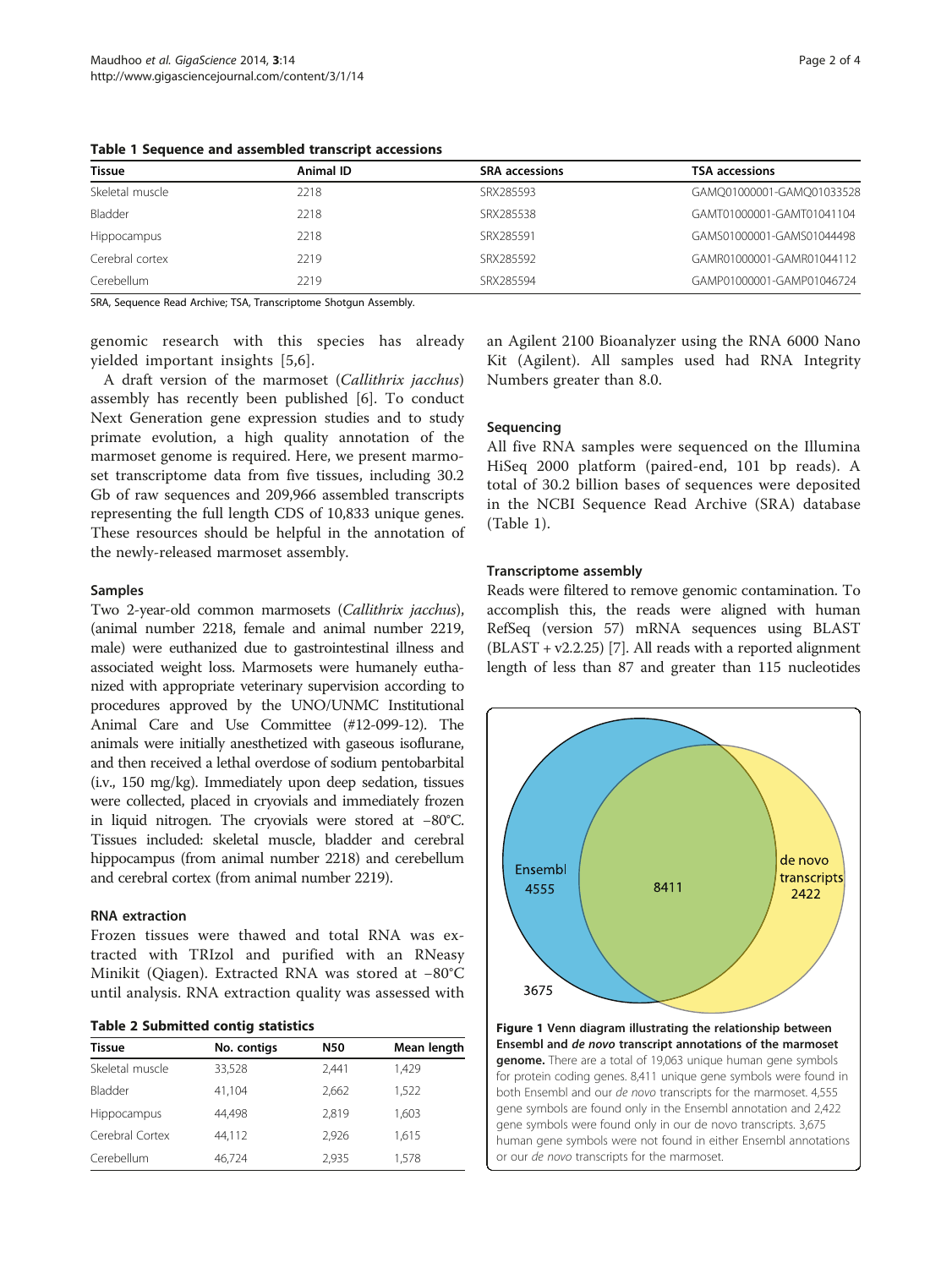**Table 1 Sequence and assembled transcript accessions**

| Tissue | Animal ID | SRA accessions | TSA accessions |
|---|---|---|---|
| Skeletal muscle | 2218 | SRX285593 | GAMQ01000001-GAMQ01033528 |
| Bladder | 2218 | SRX285538 | GAMT01000001-GAMT01041104 |
| Hippocampus | 2218 | SRX285591 | GAMS01000001-GAMS01044498 |
| Cerebral cortex | 2219 | SRX285592 | GAMR01000001-GAMR01044112 |
| Cerebellum | 2219 | SRX285594 | GAMP01000001-GAMP01046724 |

SRA, Sequence Read Archive; TSA, Transcriptome Shotgun Assembly.

genomic research with this species has already yielded important insights [5,6].

A draft version of the marmoset (*Callithrix jacchus*) assembly has recently been published [6]. To conduct Next Generation gene expression studies and to study primate evolution, a high quality annotation of the marmoset genome is required. Here, we present marmoset transcriptome data from five tissues, including 30.2 Gb of raw sequences and 209,966 assembled transcripts representing the full length CDS of 10,833 unique genes. These resources should be helpful in the annotation of the newly-released marmoset assembly.

### Samples

Two 2-year-old common marmosets (*Callithrix jacchus*), (animal number 2218, female and animal number 2219, male) were euthanized due to gastrointestinal illness and associated weight loss. Marmosets were humanely euthanized with appropriate veterinary supervision according to procedures approved by the UNO/UNMC Institutional Animal Care and Use Committee (#12-099-12). The animals were initially anesthetized with gaseous isoflurane, and then received a lethal overdose of sodium pentobarbital (i.v., 150 mg/kg). Immediately upon deep sedation, tissues were collected, placed in cryovials and immediately frozen in liquid nitrogen. The cryovials were stored at −80°C. Tissues included: skeletal muscle, bladder and cerebral hippocampus (from animal number 2218) and cerebellum and cerebral cortex (from animal number 2219).

### RNA extraction

Frozen tissues were thawed and total RNA was extracted with TRIzol and purified with an RNeasy Minikit (Qiagen). Extracted RNA was stored at −80°C until analysis. RNA extraction quality was assessed with an Agilent 2100 Bioanalyzer using the RNA 6000 Nano Kit (Agilent). All samples used had RNA Integrity Numbers greater than 8.0.

**Table 2 Submitted contig statistics**

| Tissue | No. contigs | N50 | Mean length |
|---|---|---|---|
| Skeletal muscle | 33,528 | 2,441 | 1,429 |
| Bladder | 41,104 | 2,662 | 1,522 |
| Hippocampus | 44,498 | 2,819 | 1,603 |
| Cerebral Cortex | 44,112 | 2,926 | 1,615 |
| Cerebellum | 46,724 | 2,935 | 1,578 |

### Sequencing

All five RNA samples were sequenced on the Illumina HiSeq 2000 platform (paired-end, 101 bp reads). A total of 30.2 billion bases of sequences were deposited in the NCBI Sequence Read Archive (SRA) database (Table 1).

### Transcriptome assembly

Reads were filtered to remove genomic contamination. To accomplish this, the reads were aligned with human RefSeq (version 57) mRNA sequences using BLAST (BLAST + v2.2.25) [7]. All reads with a reported alignment length of less than 87 and greater than 115 nucleotides

**Figure 1 Venn diagram illustrating the relationship between Ensembl and *de novo* transcript annotations of the marmoset genome.** There are a total of 19,063 unique human gene symbols for protein coding genes. 8,411 unique gene symbols were found in both Ensembl and our *de novo* transcripts for the marmoset. 4,555 gene symbols are found only in the Ensembl annotation and 2,422 gene symbols were found only in our de novo transcripts. 3,675 human gene symbols were not found in either Ensembl annotations or our *de novo* transcripts for the marmoset.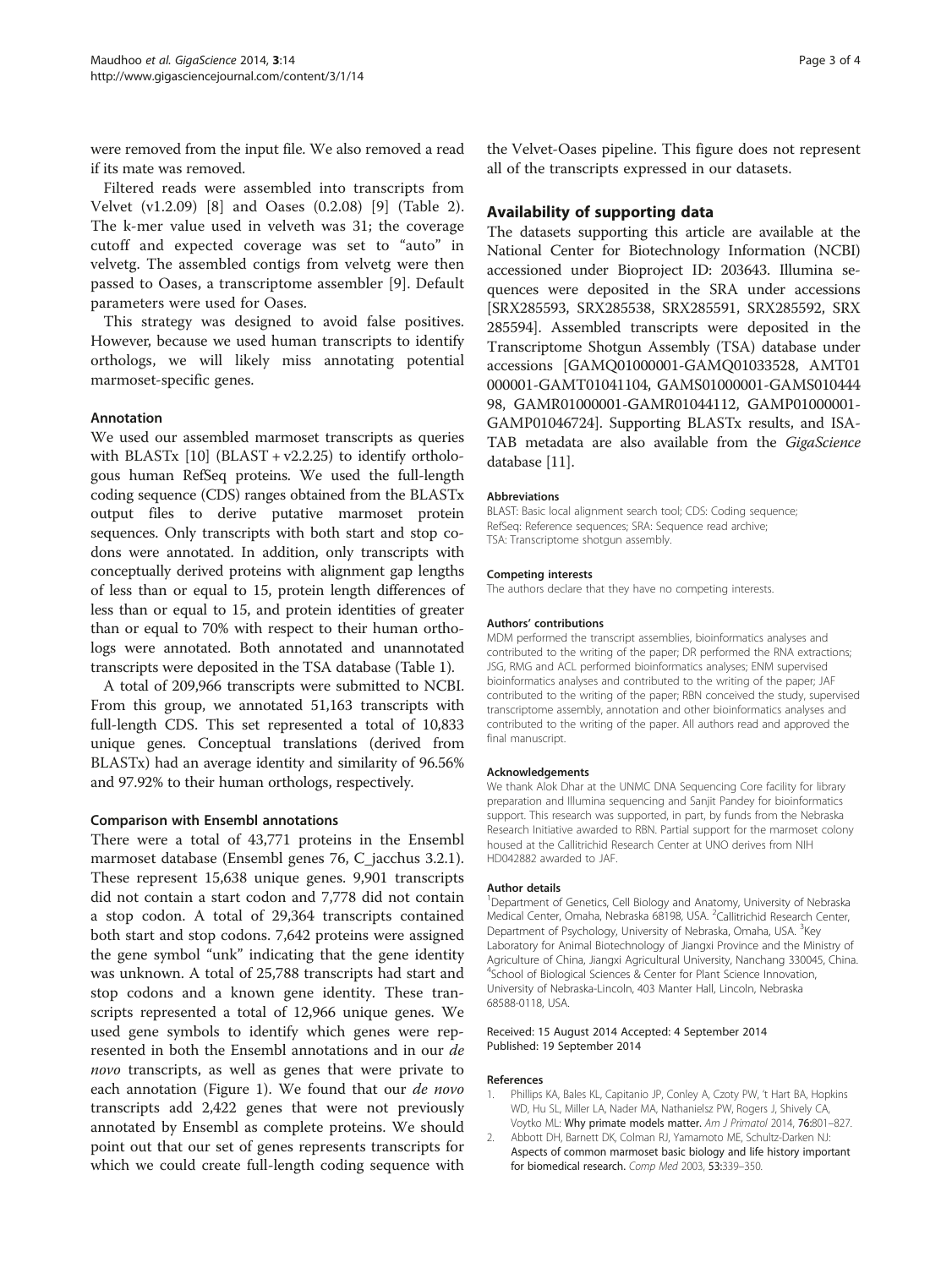were removed from the input file. We also removed a read if its mate was removed.

Filtered reads were assembled into transcripts from Velvet (v1.2.09) [8] and Oases (0.2.08) [9] (Table 2). The k-mer value used in velveth was 31; the coverage cutoff and expected coverage was set to "auto" in velvetg. The assembled contigs from velvetg were then passed to Oases, a transcriptome assembler [9]. Default parameters were used for Oases.

This strategy was designed to avoid false positives. However, because we used human transcripts to identify orthologs, we will likely miss annotating potential marmoset-specific genes.

### Annotation

We used our assembled marmoset transcripts as queries with BLASTx [10] (BLAST + v2.2.25) to identify orthologous human RefSeq proteins. We used the full-length coding sequence (CDS) ranges obtained from the BLASTx output files to derive putative marmoset protein sequences. Only transcripts with both start and stop codons were annotated. In addition, only transcripts with conceptually derived proteins with alignment gap lengths of less than or equal to 15, protein length differences of less than or equal to 15, and protein identities of greater than or equal to 70% with respect to their human orthologs were annotated. Both annotated and unannotated transcripts were deposited in the TSA database (Table 1).

A total of 209,966 transcripts were submitted to NCBI. From this group, we annotated 51,163 transcripts with full-length CDS. This set represented a total of 10,833 unique genes. Conceptual translations (derived from BLASTx) had an average identity and similarity of 96.56% and 97.92% to their human orthologs, respectively.

### Comparison with Ensembl annotations

There were a total of 43,771 proteins in the Ensembl marmoset database (Ensembl genes 76, C_jacchus 3.2.1). These represent 15,638 unique genes. 9,901 transcripts did not contain a start codon and 7,778 did not contain a stop codon. A total of 29,364 transcripts contained both start and stop codons. 7,642 proteins were assigned the gene symbol "unk" indicating that the gene identity was unknown. A total of 25,788 transcripts had start and stop codons and a known gene identity. These transcripts represented a total of 12,966 unique genes. We used gene symbols to identify which genes were represented in both the Ensembl annotations and in our *de novo* transcripts, as well as genes that were private to each annotation (Figure 1). We found that our *de novo* transcripts add 2,422 genes that were not previously annotated by Ensembl as complete proteins. We should point out that our set of genes represents transcripts for which we could create full-length coding sequence with the Velvet-Oases pipeline. This figure does not represent all of the transcripts expressed in our datasets.

## Availability of supporting data

The datasets supporting this article are available at the National Center for Biotechnology Information (NCBI) accessioned under Bioproject ID: 203643. Illumina sequences were deposited in the SRA under accessions [SRX285593, SRX285538, SRX285591, SRX285592, SRX285594]. Assembled transcripts were deposited in the Transcriptome Shotgun Assembly (TSA) database under accessions [GAMQ01000001-GAMQ01033528, AMT01000001-GAMT01041104, GAMS01000001-GAMS01044498, GAMR01000001-GAMR01044112, GAMP01000001-GAMP01046724]. Supporting BLASTx results, and ISA-TAB metadata are also available from the *GigaScience* database [11].

#### Abbreviations

BLAST: Basic local alignment search tool; CDS: Coding sequence; RefSeq: Reference sequences; SRA: Sequence read archive; TSA: Transcriptome shotgun assembly.

#### Competing interests

The authors declare that they have no competing interests.

#### Authors' contributions

MDM performed the transcript assemblies, bioinformatics analyses and contributed to the writing of the paper; DR performed the RNA extractions; JSG, RMG and ACL performed bioinformatics analyses; ENM supervised bioinformatics analyses and contributed to the writing of the paper; JAF contributed to the writing of the paper; RBN conceived the study, supervised transcriptome assembly, annotation and other bioinformatics analyses and contributed to the writing of the paper. All authors read and approved the final manuscript.

#### Acknowledgements

We thank Alok Dhar at the UNMC DNA Sequencing Core facility for library preparation and Illumina sequencing and Sanjit Pandey for bioinformatics support. This research was supported, in part, by funds from the Nebraska Research Initiative awarded to RBN. Partial support for the marmoset colony housed at the Callitrichid Research Center at UNO derives from NIH HD042882 awarded to JAF.

#### Author details

[1]Department of Genetics, Cell Biology and Anatomy, University of Nebraska Medical Center, Omaha, Nebraska 68198, USA. [2]Callitrichid Research Center, Department of Psychology, University of Nebraska, Omaha, USA. [3]Key Laboratory for Animal Biotechnology of Jiangxi Province and the Ministry of Agriculture of China, Jiangxi Agricultural University, Nanchang 330045, China. [4]School of Biological Sciences & Center for Plant Science Innovation, University of Nebraska-Lincoln, 403 Manter Hall, Lincoln, Nebraska 68588-0118, USA.

Received: 15 August 2014 Accepted: 4 September 2014
Published: 19 September 2014

#### References

1. Phillips KA, Bales KL, Capitanio JP, Conley A, Czoty PW, 't Hart BA, Hopkins WD, Hu SL, Miller LA, Nader MA, Nathanielsz PW, Rogers J, Shively CA, Voytko ML: **Why primate models matter.** *Am J Primatol* 2014, **76:**801–827.
2. Abbott DH, Barnett DK, Colman RJ, Yamamoto ME, Schultz-Darken NJ: **Aspects of common marmoset basic biology and life history important for biomedical research.** *Comp Med* 2003, **53:**339–350.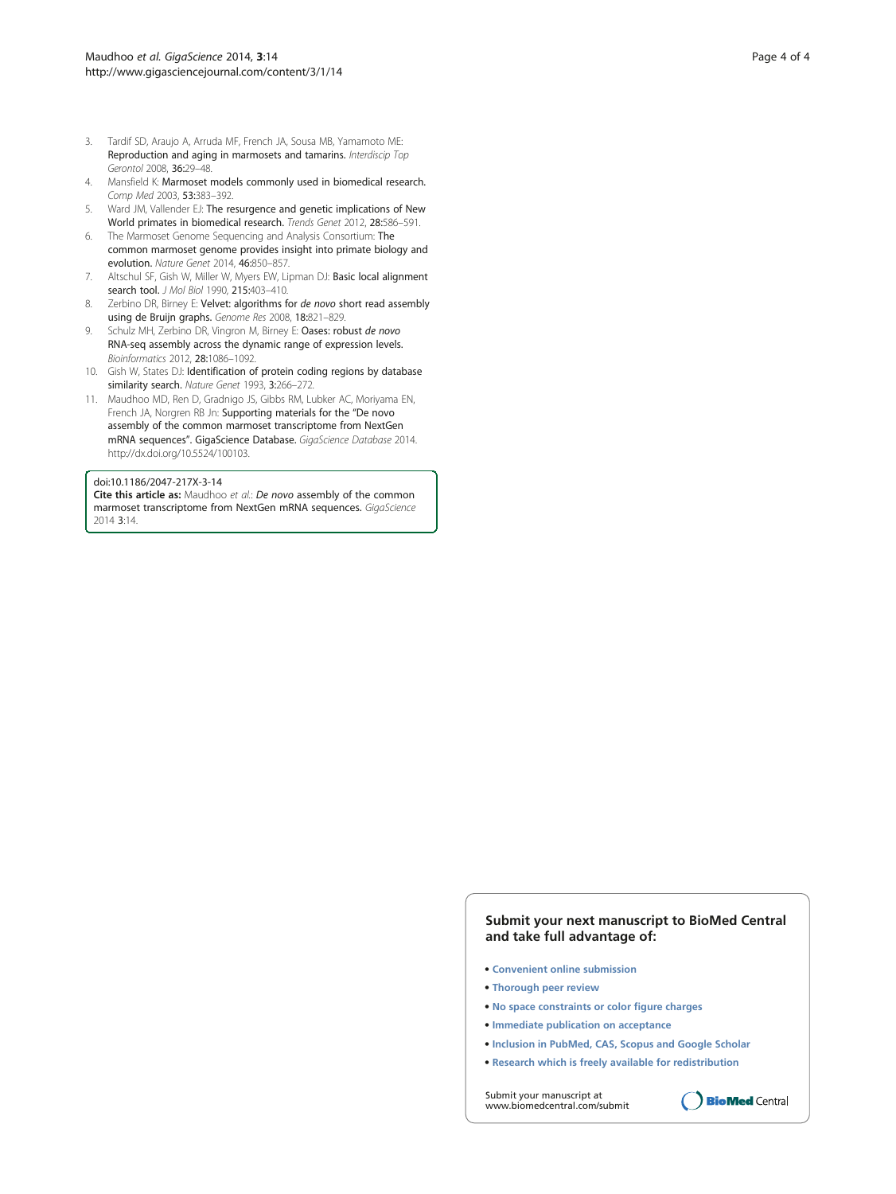3. Tardif SD, Araujo A, Arruda MF, French JA, Sousa MB, Yamamoto ME: **Reproduction and aging in marmosets and tamarins.** *Interdiscip Top Gerontol* 2008, **36:**29–48.
4. Mansfield K: **Marmoset models commonly used in biomedical research.** *Comp Med* 2003, **53:**383–392.
5. Ward JM, Vallender EJ: **The resurgence and genetic implications of New World primates in biomedical research.** *Trends Genet* 2012, **28:**586–591.
6. The Marmoset Genome Sequencing and Analysis Consortium: **The common marmoset genome provides insight into primate biology and evolution.** *Nature Genet* 2014, **46:**850–857.
7. Altschul SF, Gish W, Miller W, Myers EW, Lipman DJ: **Basic local alignment search tool.** *J Mol Biol* 1990, **215:**403–410.
8. Zerbino DR, Birney E: **Velvet: algorithms for *de novo* short read assembly using de Bruijn graphs.** *Genome Res* 2008, **18:**821–829.
9. Schulz MH, Zerbino DR, Vingron M, Birney E: **Oases: robust *de novo* RNA-seq assembly across the dynamic range of expression levels.** *Bioinformatics* 2012, **28:**1086–1092.
10. Gish W, States DJ: **Identification of protein coding regions by database similarity search.** *Nature Genet* 1993, **3:**266–272.
11. Maudhoo MD, Ren D, Gradnigo JS, Gibbs RM, Lubker AC, Moriyama EN, French JA, Norgren RB Jn: **Supporting materials for the "De novo assembly of the common marmoset transcriptome from NextGen mRNA sequences". GigaScience Database.** *GigaScience Database* 2014. http://dx.doi.org/10.5524/100103.

doi:10.1186/2047-217X-3-14

**Cite this article as:** Maudhoo *et al.*: *De novo* assembly of the common marmoset transcriptome from NextGen mRNA sequences. *GigaScience* 2014 **3**:14.

**Submit your next manuscript to BioMed Central and take full advantage of:**

- **Convenient online submission**
- **Thorough peer review**
- **No space constraints or color figure charges**
- **Immediate publication on acceptance**
- **Inclusion in PubMed, CAS, Scopus and Google Scholar**
- **Research which is freely available for redistribution**

Submit your manuscript at www.biomedcentral.com/submit

BioMed Central